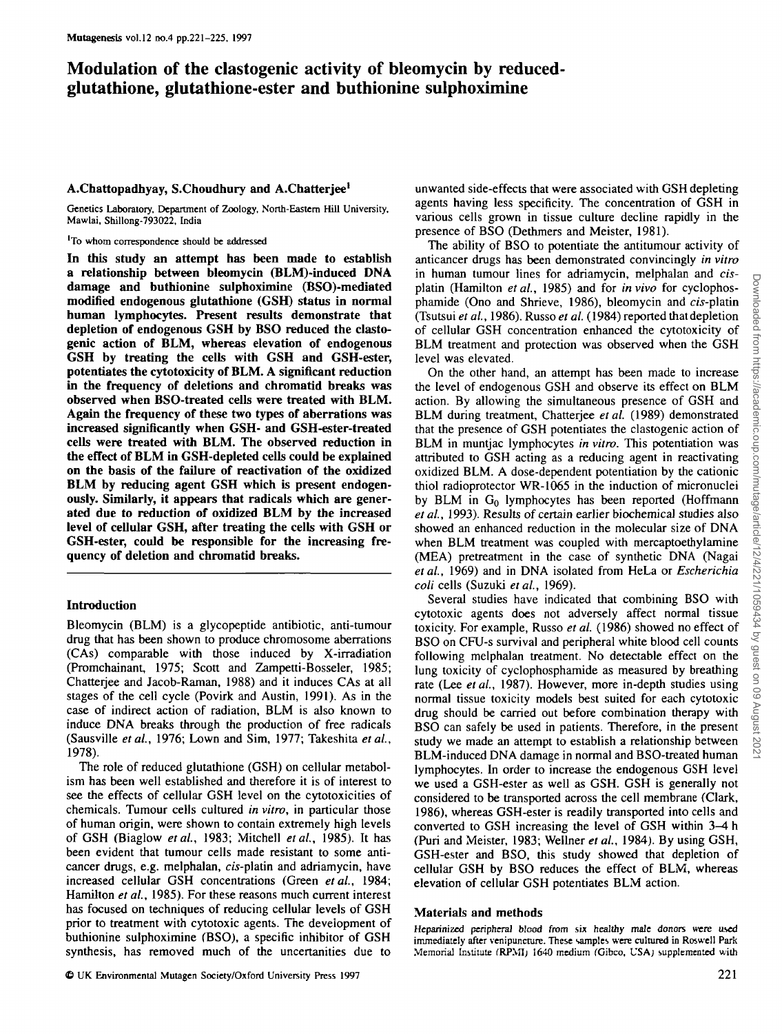# Modulation of the clastogenic activity of bleomycin by reduced-glutathione, glutathione-ester and buthionine sulphoximine

A.Chattopadhyay, S.Choudhury and A.Chatterjee[1]

Genetics Laboratory, Department of Zoology, North-Eastern Hill University, Mawlai, Shillong-793022, India

[1]To whom correspondence should be addressed

**In this study an attempt has been made to establish a relationship between bleomycin (BLM)-induced DNA damage and buthionine sulphoximine (BSO)-mediated modified endogenous glutathione (GSH) status in normal human lymphocytes. Present results demonstrate that depletion of endogenous GSH by BSO reduced the clastogenic action of BLM, whereas elevation of endogenous GSH by treating the cells with GSH and GSH-ester, potentiates the cytotoxicity of BLM. A significant reduction in the frequency of deletions and chromatid breaks was observed when BSO-treated cells were treated with BLM. Again the frequency of these two types of aberrations was increased significantly when GSH- and GSH-ester-treated cells were treated with BLM. The observed reduction in the effect of BLM in GSH-depleted cells could be explained on the basis of the failure of reactivation of the oxidized BLM by reducing agent GSH which is present endogenously. Similarly, it appears that radicals which are generated due to reduction of oxidized BLM by the increased level of cellular GSH, after treating the cells with GSH or GSH-ester, could be responsible for the increasing frequency of deletion and chromatid breaks.**

## Introduction

Bleomycin (BLM) is a glycopeptide antibiotic, anti-tumour drug that has been shown to produce chromosome aberrations (CAs) comparable with those induced by X-irradiation (Promchainant, 1975; Scott and Zampetti-Bosseler, 1985; Chatterjee and Jacob-Raman, 1988) and it induces CAs at all stages of the cell cycle (Povirk and Austin, 1991). As in the case of indirect action of radiation, BLM is also known to induce DNA breaks through the production of free radicals (Sausville *et al.*, 1976; Lown and Sim, 1977; Takeshita *et al.*, 1978).

The role of reduced glutathione (GSH) on cellular metabolism has been well established and therefore it is of interest to see the effects of cellular GSH level on the cytotoxicities of chemicals. Tumour cells cultured *in vitro*, in particular those of human origin, were shown to contain extremely high levels of GSH (Biaglow *et al.*, 1983; Mitchell *et al.*, 1985). It has been evident that tumour cells made resistant to some anticancer drugs, e.g. melphalan, *cis*-platin and adriamycin, have increased cellular GSH concentrations (Green *et al.*, 1984; Hamilton *et al.*, 1985). For these reasons much current interest has focused on techniques of reducing cellular levels of GSH prior to treatment with cytotoxic agents. The development of buthionine sulphoximine (BSO), a specific inhibitor of GSH synthesis, has removed much of the uncertainties due to unwanted side-effects that were associated with GSH depleting agents having less specificity. The concentration of GSH in various cells grown in tissue culture decline rapidly in the presence of BSO (Dethmers and Meister, 1981).

The ability of BSO to potentiate the antitumour activity of anticancer drugs has been demonstrated convincingly *in vitro* in human tumour lines for adriamycin, melphalan and *cis*-platin (Hamilton *et al.*, 1985) and for *in vivo* for cyclophosphamide (Ono and Shrieve, 1986), bleomycin and *cis*-platin (Tsutsui *et al.*, 1986). Russo *et al.* (1984) reported that depletion of cellular GSH concentration enhanced the cytotoxicity of BLM treatment and protection was observed when the GSH level was elevated.

On the other hand, an attempt has been made to increase the level of endogenous GSH and observe its effect on BLM action. By allowing the simultaneous presence of GSH and BLM during treatment, Chatterjee *et al.* (1989) demonstrated that the presence of GSH potentiates the clastogenic action of BLM in muntjac lymphocytes *in vitro*. This potentiation was attributed to GSH acting as a reducing agent in reactivating oxidized BLM. A dose-dependent potentiation by the cationic thiol radioprotector WR-1065 in the induction of micronuclei by BLM in $G_0$ lymphocytes has been reported (Hoffmann *et al.*, 1993). Results of certain earlier biochemical studies also showed an enhanced reduction in the molecular size of DNA when BLM treatment was coupled with mercaptoethylamine (MEA) pretreatment in the case of synthetic DNA (Nagai *et al.*, 1969) and in DNA isolated from HeLa or *Escherichia coli* cells (Suzuki *et al.*, 1969).

Several studies have indicated that combining BSO with cytotoxic agents does not adversely affect normal tissue toxicity. For example, Russo *et al.* (1986) showed no effect of BSO on CFU-s survival and peripheral white blood cell counts following melphalan treatment. No detectable effect on the lung toxicity of cyclophosphamide as measured by breathing rate (Lee *et al.*, 1987). However, more in-depth studies using normal tissue toxicity models best suited for each cytotoxic drug should be carried out before combination therapy with BSO can safely be used in patients. Therefore, in the present study we made an attempt to establish a relationship between BLM-induced DNA damage in normal and BSO-treated human lymphocytes. In order to increase the endogenous GSH level we used a GSH-ester as well as GSH. GSH is generally not considered to be transported across the cell membrane (Clark, 1986), whereas GSH-ester is readily transported into cells and converted to GSH increasing the level of GSH within 3–4 h (Puri and Meister, 1983; Wellner *et al.*, 1984). By using GSH, GSH-ester and BSO, this study showed that depletion of cellular GSH by BSO reduces the effect of BLM, whereas elevation of cellular GSH potentiates BLM action.

## Materials and methods

Heparinized peripheral blood from six healthy male donors were used immediately after venipuncture. These samples were cultured in Roswell Park Memorial Institute (RPMI) 1640 medium (Gibco, USA) supplemented with

© UK Environmental Mutagen Society/Oxford University Press 1997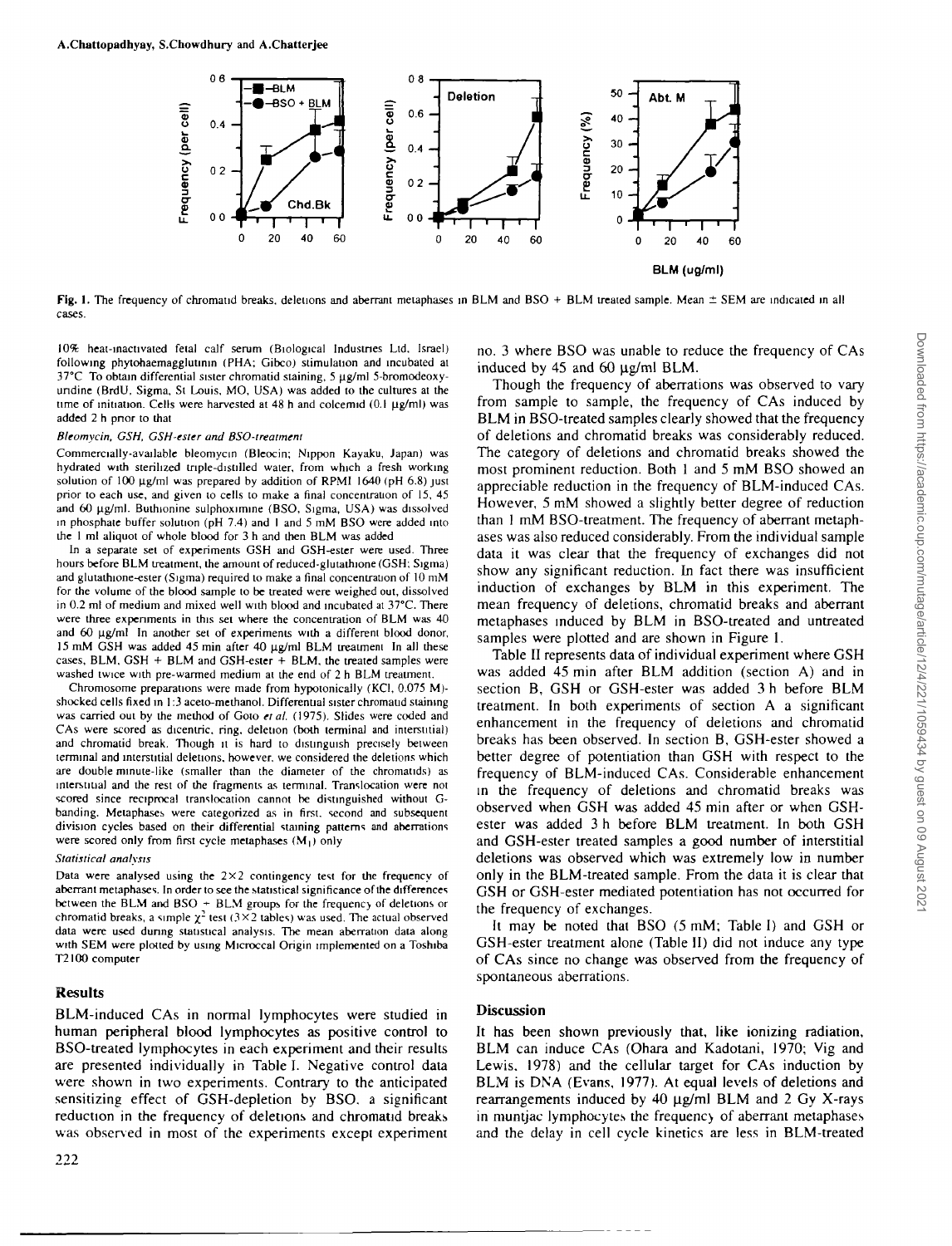**Fig. 1.** The frequency of chromatid breaks, deletions and aberrant metaphases in BLM and BSO + BLM treated sample. Mean ± SEM are indicated in all cases.

10% heat-inactivated fetal calf serum (Biological Industries Ltd, Israel) following phytohaemagglutinin (PHA; Gibco) stimulation and incubated at 37°C. To obtain differential sister chromatid staining, 5 μg/ml 5-bromodeoxyuridine (BrdU, Sigma, St Louis, MO, USA) was added to the cultures at the time of initiation. Cells were harvested at 48 h and colcemid (0.1 μg/ml) was added 2 h prior to that.

### *Bleomycin, GSH, GSH-ester and BSO-treatment*

Commercially-available bleomycin (Bleocin; Nippon Kayaku, Japan) was hydrated with sterilized triple-distilled water, from which a fresh working solution of 100 μg/ml was prepared by addition of RPMI 1640 (pH 6.8) just prior to each use, and given to cells to make a final concentration of 15, 45 and 60 μg/ml. Buthionine sulphoximine (BSO, Sigma, USA) was dissolved in phosphate buffer solution (pH 7.4) and 1 and 5 mM BSO were added into the 1 ml aliquot of whole blood for 3 h and then BLM was added.

In a separate set of experiments GSH and GSH-ester were used. Three hours before BLM treatment, the amount of reduced-glutathione (GSH; Sigma) and glutathione-ester (Sigma) required to make a final concentration of 10 mM for the volume of the blood sample to be treated were weighed out, dissolved in 0.2 ml of medium and mixed well with blood and incubated at 37°C. There were three experiments in this set where the concentration of BLM was 40 and 60 μg/ml. In another set of experiments with a different blood donor, 15 mM GSH was added 45 min after 40 μg/ml BLM treatment. In all these cases, BLM, GSH + BLM and GSH-ester + BLM, the treated samples were washed twice with pre-warmed medium at the end of 2 h BLM treatment.

Chromosome preparations were made from hypotonically (KCl, 0.075 M)-shocked cells fixed in 1:3 aceto-methanol. Differential sister chromatid staining was carried out by the method of Goto *et al.* (1975). Slides were coded and CAs were scored as dicentric, ring, deletion (both terminal and interstitial) and chromatid break. Though it is hard to distinguish precisely between terminal and interstitial deletions, however, we considered the deletions which are double minute-like (smaller than the diameter of the chromatids) as interstitial and the rest of the fragments as terminal. Translocation were not scored since reciprocal translocation cannot be distinguished without G-banding. Metaphases were categorized as in first, second and subsequent division cycles based on their differential staining patterns and aberrations were scored only from first cycle metaphases ($M_1$) only.

### *Statistical analysis*

Data were analysed using the 2×2 contingency test for the frequency of aberrant metaphases. In order to see the statistical significance of the differences between the BLM and BSO + BLM groups for the frequency of deletions or chromatid breaks, a simple $\chi^2$ test (3×2 tables) was used. The actual observed data were used during statistical analysis. The mean aberration data along with SEM were plotted by using Microcal Origin implemented on a Toshiba T2100 computer.

## Results

BLM-induced CAs in normal lymphocytes were studied in human peripheral blood lymphocytes as positive control to BSO-treated lymphocytes in each experiment and their results are presented individually in Table I. Negative control data were shown in two experiments. Contrary to the anticipated sensitizing effect of GSH-depletion by BSO, a significant reduction in the frequency of deletions and chromatid breaks was observed in most of the experiments except experiment no. 3 where BSO was unable to reduce the frequency of CAs induced by 45 and 60 μg/ml BLM.

Though the frequency of aberrations was observed to vary from sample to sample, the frequency of CAs induced by BLM in BSO-treated samples clearly showed that the frequency of deletions and chromatid breaks was considerably reduced. The category of deletions and chromatid breaks showed the most prominent reduction. Both 1 and 5 mM BSO showed an appreciable reduction in the frequency of BLM-induced CAs. However, 5 mM showed a slightly better degree of reduction than 1 mM BSO-treatment. The frequency of aberrant metaphases was also reduced considerably. From the individual sample data it was clear that the frequency of exchanges did not show any significant reduction. In fact there was insufficient induction of exchanges by BLM in this experiment. The mean frequency of deletions, chromatid breaks and aberrant metaphases induced by BLM in BSO-treated and untreated samples were plotted and are shown in Figure 1.

Table II represents data of individual experiment where GSH was added 45 min after BLM addition (section A) and in section B, GSH or GSH-ester was added 3 h before BLM treatment. In both experiments of section A a significant enhancement in the frequency of deletions and chromatid breaks has been observed. In section B, GSH-ester showed a better degree of potentiation than GSH with respect to the frequency of BLM-induced CAs. Considerable enhancement in the frequency of deletions and chromatid breaks was observed when GSH was added 45 min after or when GSH-ester was added 3 h before BLM treatment. In both GSH and GSH-ester treated samples a good number of interstitial deletions was observed which was extremely low in number only in the BLM-treated sample. From the data it is clear that GSH or GSH-ester mediated potentiation has not occurred for the frequency of exchanges.

It may be noted that BSO (5 mM; Table I) and GSH or GSH-ester treatment alone (Table II) did not induce any type of CAs since no change was observed from the frequency of spontaneous aberrations.

## Discussion

It has been shown previously that, like ionizing radiation, BLM can induce CAs (Ohara and Kadotani, 1970; Vig and Lewis, 1978) and the cellular target for CAs induction by BLM is DNA (Evans, 1977). At equal levels of deletions and rearrangements induced by 40 μg/ml BLM and 2 Gy X-rays in muntjac lymphocytes the frequency of aberrant metaphases and the delay in cell cycle kinetics are less in BLM-treated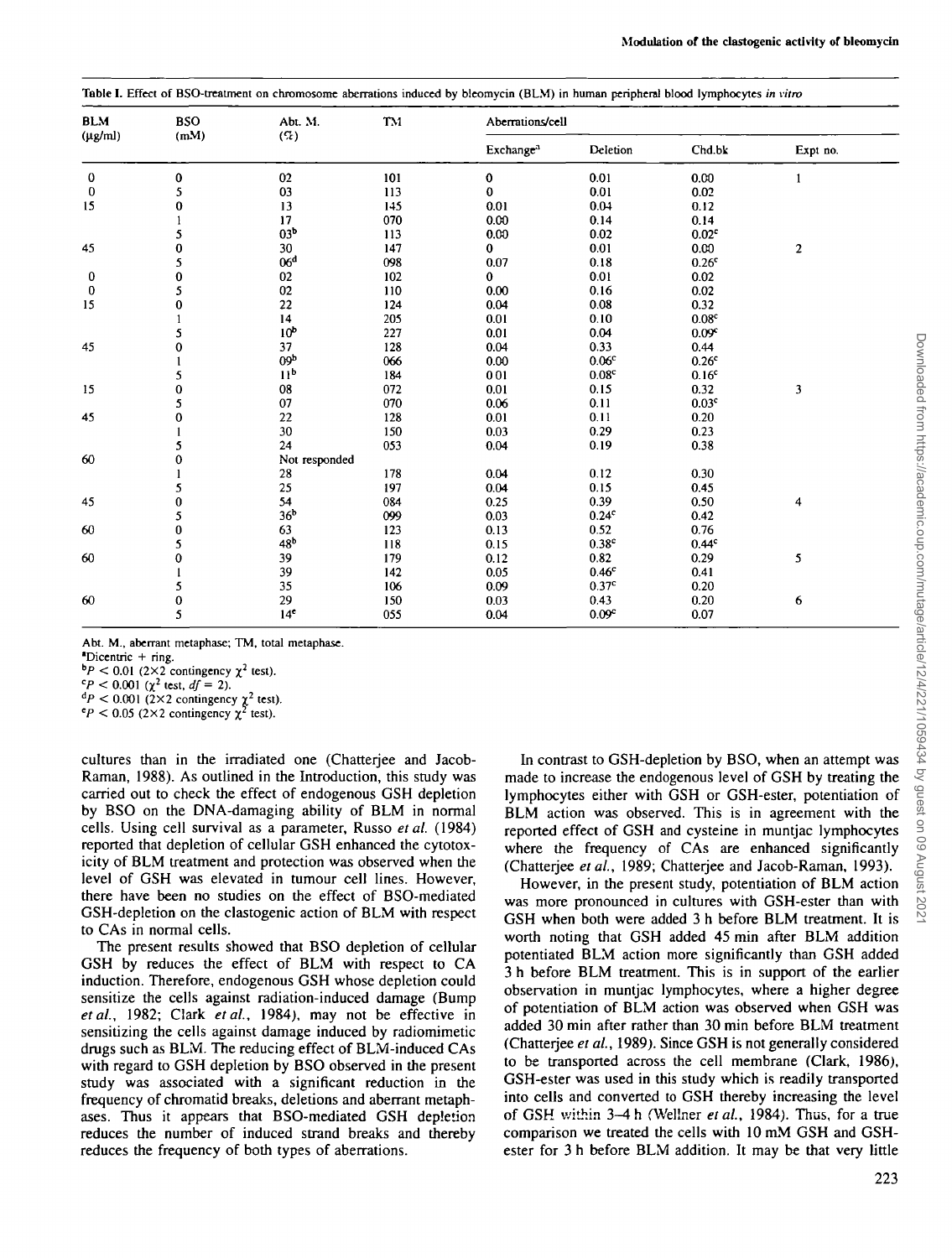Table I. Effect of BSO-treatment on chromosome aberrations induced by bleomycin (BLM) in human peripheral blood lymphocytes *in vitro*

| BLM (μg/ml) | BSO (mM) | Abt. M. (%) | TM | Aberrations/cell | | | |
|---|---|---|---|---|---|---|---|
| | | | | Exchange[a] | Deletion | Chd.bk | Expt no. |
| 0 | 0 | 02 | 101 | 0 | 0.01 | 0.00 | 1 |
| 0 | 5 | 03 | 113 | 0 | 0.01 | 0.02 | |
| 15 | 0 | 13 | 145 | 0.01 | 0.04 | 0.12 | |
| | 1 | 17 | 070 | 0.00 | 0.14 | 0.14 | |
| | 5 | 03[b] | 113 | 0.00 | 0.02 | 0.02[c] | |
| 45 | 0 | 30 | 147 | 0 | 0.01 | 0.00 | 2 |
| | 5 | 06[d] | 098 | 0.07 | 0.18 | 0.26[c] | |
| 0 | 0 | 02 | 102 | 0 | 0.01 | 0.02 | |
| 0 | 5 | 02 | 110 | 0.00 | 0.16 | 0.02 | |
| 15 | 0 | 22 | 124 | 0.04 | 0.08 | 0.32 | |
| | 1 | 14 | 205 | 0.01 | 0.10 | 0.08[c] | |
| | 5 | 10[b] | 227 | 0.01 | 0.04 | 0.09[c] | |
| 45 | 0 | 37 | 128 | 0.04 | 0.33 | 0.44 | |
| | 1 | 09[b] | 066 | 0.00 | 0.06[c] | 0.26[c] | |
| | 5 | 11[b] | 184 | 0.01 | 0.08[c] | 0.16[c] | |
| 15 | 0 | 08 | 072 | 0.01 | 0.15 | 0.32 | 3 |
| | 5 | 07 | 070 | 0.06 | 0.11 | 0.03[c] | |
| 45 | 0 | 22 | 128 | 0.01 | 0.11 | 0.20 | |
| | 1 | 30 | 150 | 0.03 | 0.29 | 0.23 | |
| | 5 | 24 | 053 | 0.04 | 0.19 | 0.38 | |
| 60 | 0 | Not responded | | | | | |
| | 1 | 28 | 178 | 0.04 | 0.12 | 0.30 | |
| | 5 | 25 | 197 | 0.04 | 0.15 | 0.45 | |
| 45 | 0 | 54 | 084 | 0.25 | 0.39 | 0.50 | 4 |
| | 5 | 36[b] | 099 | 0.03 | 0.24[c] | 0.42 | |
| 60 | 0 | 63 | 123 | 0.13 | 0.52 | 0.76 | |
| | 5 | 48[b] | 118 | 0.15 | 0.38[c] | 0.44[c] | |
| 60 | 0 | 39 | 179 | 0.12 | 0.82 | 0.29 | 5 |
| | 1 | 39 | 142 | 0.05 | 0.46[c] | 0.41 | |
| | 5 | 35 | 106 | 0.09 | 0.37[c] | 0.20 | |
| 60 | 0 | 29 | 150 | 0.03 | 0.43 | 0.20 | 6 |
| | 5 | 14[e] | 055 | 0.04 | 0.09[c] | 0.07 | |

Abt. M., aberrant metaphase; TM, total metaphase.
[a]Dicentric + ring.
[b]$P < 0.01$ (2×2 contingency $\chi^2$ test).
[c]$P < 0.001$ ($\chi^2$ test, $df = 2$).
[d]$P < 0.001$ (2×2 contingency $\chi^2$ test).
[e]$P < 0.05$ (2×2 contingency $\chi^2$ test).

cultures than in the irradiated one (Chatterjee and Jacob-Raman, 1988). As outlined in the Introduction, this study was carried out to check the effect of endogenous GSH depletion by BSO on the DNA-damaging ability of BLM in normal cells. Using cell survival as a parameter, Russo *et al.* (1984) reported that depletion of cellular GSH enhanced the cytotoxicity of BLM treatment and protection was observed when the level of GSH was elevated in tumour cell lines. However, there have been no studies on the effect of BSO-mediated GSH-depletion on the clastogenic action of BLM with respect to CAs in normal cells.

The present results showed that BSO depletion of cellular GSH by reduces the effect of BLM with respect to CA induction. Therefore, endogenous GSH whose depletion could sensitize the cells against radiation-induced damage (Bump *et al.*, 1982; Clark *et al.*, 1984), may not be effective in sensitizing the cells against damage induced by radiomimetic drugs such as BLM. The reducing effect of BLM-induced CAs with regard to GSH depletion by BSO observed in the present study was associated with a significant reduction in the frequency of chromatid breaks, deletions and aberrant metaphases. Thus it appears that BSO-mediated GSH depletion reduces the number of induced strand breaks and thereby reduces the frequency of both types of aberrations.

In contrast to GSH-depletion by BSO, when an attempt was made to increase the endogenous level of GSH by treating the lymphocytes either with GSH or GSH-ester, potentiation of BLM action was observed. This is in agreement with the reported effect of GSH and cysteine in muntjac lymphocytes where the frequency of CAs are enhanced significantly (Chatterjee *et al.*, 1989; Chatterjee and Jacob-Raman, 1993).

However, in the present study, potentiation of BLM action was more pronounced in cultures with GSH-ester than with GSH when both were added 3 h before BLM treatment. It is worth noting that GSH added 45 min after BLM addition potentiated BLM action more significantly than GSH added 3 h before BLM treatment. This is in support of the earlier observation in muntjac lymphocytes, where a higher degree of potentiation of BLM action was observed when GSH was added 30 min after rather than 30 min before BLM treatment (Chatterjee *et al.*, 1989). Since GSH is not generally considered to be transported across the cell membrane (Clark, 1986), GSH-ester was used in this study which is readily transported into cells and converted to GSH thereby increasing the level of GSH within 3–4 h (Wellner *et al.*, 1984). Thus, for a true comparison we treated the cells with 10 mM GSH and GSH-ester for 3 h before BLM addition. It may be that very little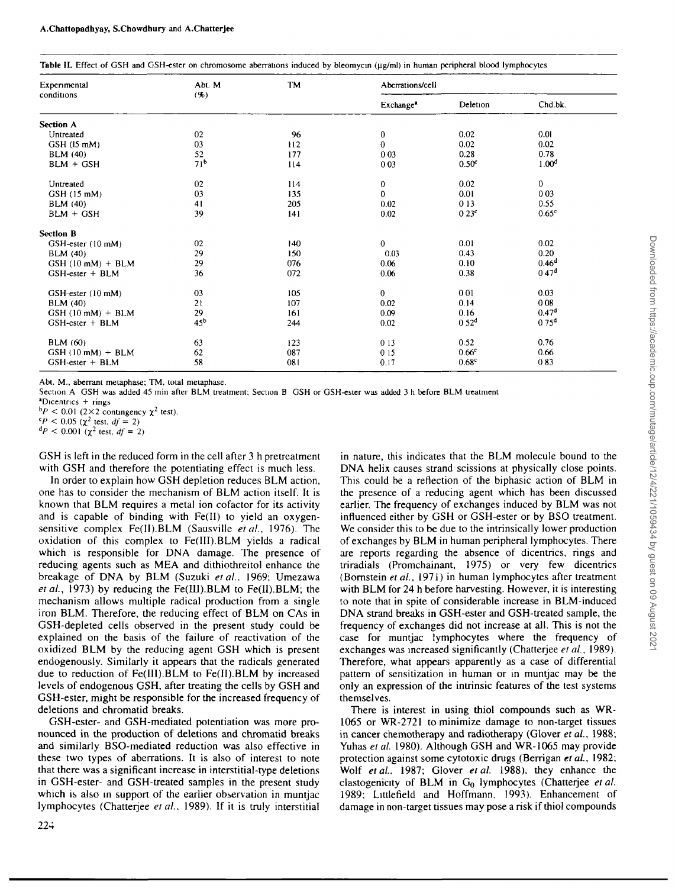**Table II.** Effect of GSH and GSH-ester on chromosome aberrations induced by bleomycin (μg/ml) in human peripheral blood lymphocytes

| Experimental conditions | Abt. M (%) | TM | Aberrations/cell | | |
|---|---|---|---|---|---|
| | | | Exchange[a] | Deletion | Chd.bk. |
| **Section A** | | | | | |
| Untreated | 02 | 96 | 0 | 0.02 | 0.01 |
| GSH (15 mM) | 03 | 112 | 0 | 0.02 | 0.02 |
| BLM (40) | 52 | 177 | 0.03 | 0.28 | 0.78 |
| BLM + GSH | 71[b] | 114 | 0.03 | 0.50[c] | 1.00[d] |
| | | | | | |
| Untreated | 02 | 114 | 0 | 0.02 | 0 |
| GSH (15 mM) | 03 | 135 | 0 | 0.01 | 0.03 |
| BLM (40) | 41 | 205 | 0.02 | 0.13 | 0.55 |
| BLM + GSH | 39 | 141 | 0.02 | 0.23[c] | 0.65[c] |
| **Section B** | | | | | |
| GSH-ester (10 mM) | 02 | 140 | 0 | 0.01 | 0.02 |
| BLM (40) | 29 | 150 | 0.03 | 0.43 | 0.20 |
| GSH (10 mM) + BLM | 29 | 076 | 0.06 | 0.10 | 0.46[d] |
| GSH-ester + BLM | 36 | 072 | 0.06 | 0.38 | 0.47[d] |
| | | | | | |
| GSH-ester (10 mM) | 03 | 105 | 0 | 0.01 | 0.03 |
| BLM (40) | 21 | 107 | 0.02 | 0.14 | 0.08 |
| GSH (10 mM) + BLM | 29 | 161 | 0.09 | 0.16 | 0.47[d] |
| GSH-ester + BLM | 45[b] | 244 | 0.02 | 0.52[d] | 0.75[d] |
| | | | | | |
| BLM (60) | 63 | 123 | 0.13 | 0.52 | 0.76 |
| GSH (10 mM) + BLM | 62 | 087 | 0.15 | 0.66[c] | 0.66 |
| GSH-ester + BLM | 58 | 081 | 0.17 | 0.68[c] | 0.83 |

Abt. M., aberrant metaphase; TM, total metaphase.
Section A GSH was added 45 min after BLM treatment; Section B GSH or GSH-ester was added 3 h before BLM treatment
[a]Dicentrics + rings
[b]$P < 0.01$ ($2 \times 2$ contingency $\chi^2$ test).
[c]$P < 0.05$ ($\chi^2$ test, $df = 2$)
[d]$P < 0.001$ ($\chi^2$ test, $df = 2$)

GSH is left in the reduced form in the cell after 3 h pretreatment with GSH and therefore the potentiating effect is much less.

In order to explain how GSH depletion reduces BLM action, one has to consider the mechanism of BLM action itself. It is known that BLM requires a metal ion cofactor for its activity and is capable of binding with Fe(II) to yield an oxygen-sensitive complex Fe(II).BLM (Sausville *et al.*, 1976). The oxidation of this complex to Fe(III).BLM yields a radical which is responsible for DNA damage. The presence of reducing agents such as MEA and dithiothreitol enhance the breakage of DNA by BLM (Suzuki *et al.*, 1969; Umezawa *et al.*, 1973) by reducing the Fe(III).BLM to Fe(II).BLM; the mechanism allows multiple radical production from a single iron BLM. Therefore, the reducing effect of BLM on CAs in GSH-depleted cells observed in the present study could be explained on the basis of the failure of reactivation of the oxidized BLM by the reducing agent GSH which is present endogenously. Similarly it appears that the radicals generated due to reduction of Fe(III).BLM to Fe(II).BLM by increased levels of endogenous GSH, after treating the cells by GSH and GSH-ester, might be responsible for the increased frequency of deletions and chromatid breaks.

GSH-ester- and GSH-mediated potentiation was more pronounced in the production of deletions and chromatid breaks and similarly BSO-mediated reduction was also effective in these two types of aberrations. It is also of interest to note that there was a significant increase in interstitial-type deletions in GSH-ester- and GSH-treated samples in the present study which is also in support of the earlier observation in muntjac lymphocytes (Chatterjee *et al.*, 1989). If it is truly interstitial in nature, this indicates that the BLM molecule bound to the DNA helix causes strand scissions at physically close points. This could be a reflection of the biphasic action of BLM in the presence of a reducing agent which has been discussed earlier. The frequency of exchanges induced by BLM was not influenced either by GSH or GSH-ester or by BSO treatment. We consider this to be due to the intrinsically lower production of exchanges by BLM in human peripheral lymphocytes. There are reports regarding the absence of dicentrics, rings and triradials (Promchainant, 1975) or very few dicentrics (Bornstein *et al.*, 1971) in human lymphocytes after treatment with BLM for 24 h before harvesting. However, it is interesting to note that in spite of considerable increase in BLM-induced DNA strand breaks in GSH-ester and GSH-treated sample, the frequency of exchanges did not increase at all. This is not the case for muntjac lymphocytes where the frequency of exchanges was increased significantly (Chatterjee *et al.*, 1989). Therefore, what appears apparently as a case of differential pattern of sensitization in human or in muntjac may be the only an expression of the intrinsic features of the test systems themselves.

There is interest in using thiol compounds such as WR-1065 or WR-2721 to minimize damage to non-target tissues in cancer chemotherapy and radiotherapy (Glover *et al.*, 1988; Yuhas *et al.* 1980). Although GSH and WR-1065 may provide protection against some cytotoxic drugs (Berrigan *et al.*, 1982; Wolf *et al.*, 1987; Glover *et al.* 1988), they enhance the clastogenicity of BLM in $G_0$ lymphocytes (Chatterjee *et al.* 1989; Littlefield and Hoffmann, 1993). Enhancement of damage in non-target tissues may pose a risk if thiol compounds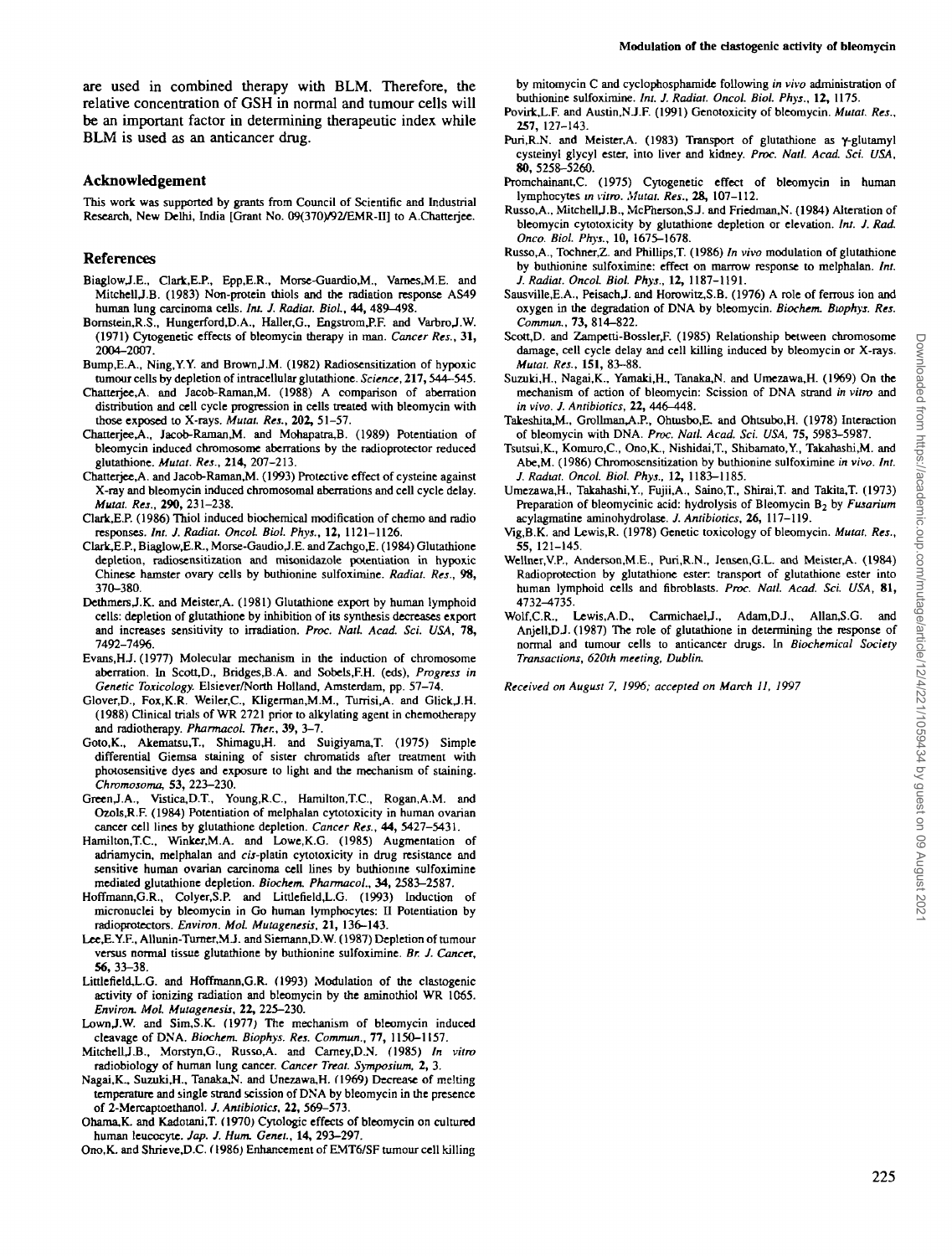are used in combined therapy with BLM. Therefore, the relative concentration of GSH in normal and tumour cells will be an important factor in determining therapeutic index while BLM is used as an anticancer drug.

## Acknowledgement

This work was supported by grants from Council of Scientific and Industrial Research, New Delhi, India [Grant No. 09(370)/92/EMR-II] to A.Chatterjee.

## References

Biaglow,J.E., Clark,E.P., Epp,E.R., Morse-Guardio,M., Varnes,M.E. and Mitchell,J.B. (1983) Non-protein thiols and the radiation response AS49 human lung carcinoma cells. *Int. J. Radiat. Biol.*, **44**, 489–498.

Bornstein,R.S., Hungerford,D.A., Haller,G., Engstrom,P.F. and Varbro,J.W. (1971) Cytogenetic effects of bleomycin therapy in man. *Cancer Res.*, **31**, 2004–2007.

Bump,E.A., Ning,Y.Y. and Brown,J.M. (1982) Radiosensitization of hypoxic tumour cells by depletion of intracellular glutathione. *Science*, **217**, 544–545.

Chatterjee,A. and Jacob-Raman,M. (1988) A comparison of aberration distribution and cell cycle progression in cells treated with bleomycin with those exposed to X-rays. *Mutat. Res.*, **202**, 51–57.

Chatterjee,A., Jacob-Raman,M. and Mohapatra,B. (1989) Potentiation of bleomycin induced chromosome aberrations by the radioprotector reduced glutathione. *Mutat. Res.*, **214**, 207–213.

Chatterjee,A. and Jacob-Raman,M. (1993) Protective effect of cysteine against X-ray and bleomycin induced chromosomal aberrations and cell cycle delay. *Mutat. Res.*, **290**, 231–238.

Clark,E.P. (1986) Thiol induced biochemical modification of chemo and radio responses. *Int. J. Radiat. Oncol. Biol. Phys.*, **12**, 1121–1126.

Clark,E.P., Biaglow,E.R., Morse-Gaudio,J.E. and Zachgo,E. (1984) Glutathione depletion, radiosensitization and misonidazole potentiation in hypoxic Chinese hamster ovary cells by buthionine sulfoximine. *Radiat. Res.*, **98**, 370–380.

Dethmers,J.K. and Meister,A. (1981) Glutathione export by human lymphoid cells: depletion of glutathione by inhibition of its synthesis decreases export and increases sensitivity to irradiation. *Proc. Natl. Acad. Sci. USA*, **78**, 7492–7496.

Evans,H.J. (1977) Molecular mechanism in the induction of chromosome aberration. In Scott,D., Bridges,B.A. and Sobels,F.H. (eds), *Progress in Genetic Toxicology.* Elsiever/North Holland, Amsterdam, pp. 57–74.

Glover,D., Fox,K.R. Weiler,C., Kligerman,M.M., Turrisi,A. and Glick,J.H. (1988) Clinical trials of WR 2721 prior to alkylating agent in chemotherapy and radiotherapy. *Pharmacol. Ther.*, **39**, 3–7.

Goto,K., Akematsu,T., Shimagu,H. and Suigiyama,T. (1975) Simple differential Giemsa staining of sister chromatids after treatment with photosensitive dyes and exposure to light and the mechanism of staining. *Chromosoma*, **53**, 223–230.

Green,J.A., Vistica,D.T., Young,R.C., Hamilton,T.C., Rogan,A.M. and Ozols,R.F. (1984) Potentiation of melphalan cytotoxicity in human ovarian cancer cell lines by glutathione depletion. *Cancer Res.*, **44**, 5427–5431.

Hamilton,T.C., Winker,M.A. and Lowe,K.G. (1985) Augmentation of adriamycin, melphalan and *cis*-platin cytotoxicity in drug resistance and sensitive human ovarian carcinoma cell lines by buthionine sulfoximine mediated glutathione depletion. *Biochem. Pharmacol.*, **34**, 2583–2587.

Hoffmann,G.R., Colyer,S.P. and Littlefield,L.G. (1993) Induction of micronuclei by bleomycin in Go human lymphocytes: II Potentiation by radioprotectors. *Environ. Mol. Mutagenesis*, **21**, 136–143.

Lee,E.Y.F., Allunin-Turner,M.J. and Siemann,D.W. (1987) Depletion of tumour versus normal tissue glutathione by buthionine sulfoximine. *Br. J. Cancer*, **56**, 33–38.

Littlefield,L.G. and Hoffmann,G.R. (1993) Modulation of the clastogenic activity of ionizing radiation and bleomycin by the aminothiol WR 1065. *Environ. Mol. Mutagenesis*, **22**, 225–230.

Lown,J.W. and Sim,S.K. (1977) The mechanism of bleomycin induced cleavage of DNA. *Biochem. Biophys. Res. Commun.*, **77**, 1150–1157.

Mitchell,J.B., Morstyn,G., Russo,A. and Carney,D.N. (1985) *In vitro* radiobiology of human lung cancer. *Cancer Treat. Symposium*, **2**, 3.

Nagai,K., Suzuki,H., Tanaka,N. and Unezawa,H. (1969) Decrease of melting temperature and single strand scission of DNA by bleomycin in the presence of 2-Mercaptoethanol. *J. Antibiotics*, **22**, 569–573.

Ohama,K. and Kadotani,T. (1970) Cytologic effects of bleomycin on cultured human leucocyte. *Jap. J. Hum. Genet.*, **14**, 293–297.

Ono,K. and Shrieve,D.C. (1986) Enhancement of EMT6/SF tumour cell killing by mitomycin C and cyclophosphamide following *in vivo* administration of buthionine sulfoximine. *Int. J. Radiat. Oncol. Biol. Phys.*, **12**, 1175.

Povirk,L.F. and Austin,N.J.F. (1991) Genotoxicity of bleomycin. *Mutat. Res.*, **257**, 127–143.

Puri,R.N. and Meister,A. (1983) Transport of glutathione as γ-glutamyl cysteinyl glycyl ester, into liver and kidney. *Proc. Natl. Acad. Sci. USA*, **80**, 5258–5260.

Promchainant,C. (1975) Cytogenetic effect of bleomycin in human lymphocytes *in vitro*. *Mutat. Res.*, **28**, 107–112.

Russo,A., Mitchell,J.B., McPherson,S.J. and Friedman,N. (1984) Alteration of bleomycin cytotoxicity by glutathione depletion or elevation. *Int. J. Rad. Onco. Biol. Phys.*, **10**, 1675–1678.

Russo,A., Tochner,Z. and Phillips,T. (1986) *In vivo* modulation of glutathione by buthionine sulfoximine: effect on marrow response to melphalan. *Int. J. Radiat. Oncol. Biol. Phys.*, **12**, 1187–1191.

Sausville,E.A., Peisach,J. and Horowitz,S.B. (1976) A role of ferrous ion and oxygen in the degradation of DNA by bleomycin. *Biochem. Biophys. Res. Commun.*, **73**, 814–822.

Scott,D. and Zampetti-Bossler,F. (1985) Relationship between chromosome damage, cell cycle delay and cell killing induced by bleomycin or X-rays. *Mutat. Res.*, **151**, 83–88.

Suzuki,H., Nagai,K., Yamaki,H., Tanaka,N. and Umezawa,H. (1969) On the mechanism of action of bleomycin: Scission of DNA strand *in vitro* and *in vivo*. *J. Antibiotics*, **22**, 446–448.

Takeshita,M., Grollman,A.P., Ohtusbo,E. and Ohtsubo,H. (1978) Interaction of bleomycin with DNA. *Proc. Natl. Acad. Sci. USA*, **75**, 5983–5987.

Tsutsui,K., Komuro,C., Ono,K., Nishidai,T., Shibamato,Y., Takahashi,M. and Abe,M. (1986) Chromosensitization by buthionine sulfoximine *in vivo*. *Int. J. Radiat. Oncol. Biol. Phys.*, **12**, 1183–1185.

Umezawa,H., Takahashi,Y., Fujii,A., Saino,T., Shirai,T. and Takita,T. (1973) Preparation of bleomycinic acid: hydrolysis of Bleomycin $B_2$ by *Fusarium* acylagmatine aminohydrolase. *J. Antibiotics*, **26**, 117–119.

Vig,B.K. and Lewis,R. (1978) Genetic toxicology of bleomycin. *Mutat. Res.*, **55**, 121–145.

Wellner,V.P., Anderson,M.E., Puri,R.N., Jensen,G.L. and Meister,A. (1984) Radioprotection by glutathione ester: transport of glutathione ester into human lymphoid cells and fibroblasts. *Proc. Natl. Acad. Sci. USA*, **81**, 4732–4735.

Wolf,C.R., Lewis,A.D., Carmichael,J., Adam,D.J., Allan,S.G. and Anjell,D.J. (1987) The role of glutathione in determining the response of normal and tumour cells to anticancer drugs. In *Biochemical Society Transactions, 620th meeting, Dublin.*

*Received on August 7, 1996; accepted on March 11, 1997*